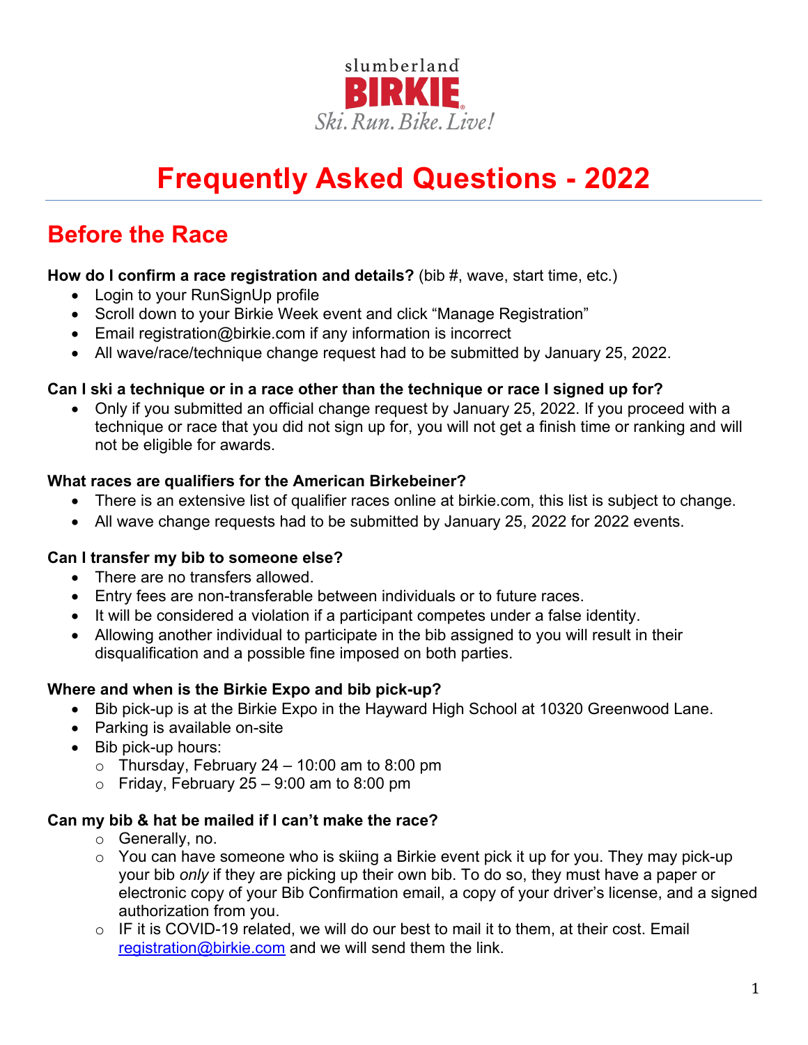slumberland
**BIRKIE**
*Ski. Run. Bike. Live!*

# Frequently Asked Questions - 2022

## Before the Race

**How do I confirm a race registration and details?** (bib #, wave, start time, etc.)

- Login to your RunSignUp profile
- Scroll down to your Birkie Week event and click "Manage Registration"
- Email registration@birkie.com if any information is incorrect
- All wave/race/technique change request had to be submitted by January 25, 2022.

**Can I ski a technique or in a race other than the technique or race I signed up for?**

- Only if you submitted an official change request by January 25, 2022. If you proceed with a technique or race that you did not sign up for, you will not get a finish time or ranking and will not be eligible for awards.

**What races are qualifiers for the American Birkebeiner?**

- There is an extensive list of qualifier races online at birkie.com, this list is subject to change.
- All wave change requests had to be submitted by January 25, 2022 for 2022 events.

**Can I transfer my bib to someone else?**

- There are no transfers allowed.
- Entry fees are non-transferable between individuals or to future races.
- It will be considered a violation if a participant competes under a false identity.
- Allowing another individual to participate in the bib assigned to you will result in their disqualification and a possible fine imposed on both parties.

**Where and when is the Birkie Expo and bib pick-up?**

- Bib pick-up is at the Birkie Expo in the Hayward High School at 10320 Greenwood Lane.
- Parking is available on-site
- Bib pick-up hours:
  - Thursday, February 24 – 10:00 am to 8:00 pm
  - Friday, February 25 – 9:00 am to 8:00 pm

**Can my bib & hat be mailed if I can't make the race?**

- Generally, no.
- You can have someone who is skiing a Birkie event pick it up for you. They may pick-up your bib *only* if they are picking up their own bib. To do so, they must have a paper or electronic copy of your Bib Confirmation email, a copy of your driver's license, and a signed authorization from you.
- IF it is COVID-19 related, we will do our best to mail it to them, at their cost. Email registration@birkie.com and we will send them the link.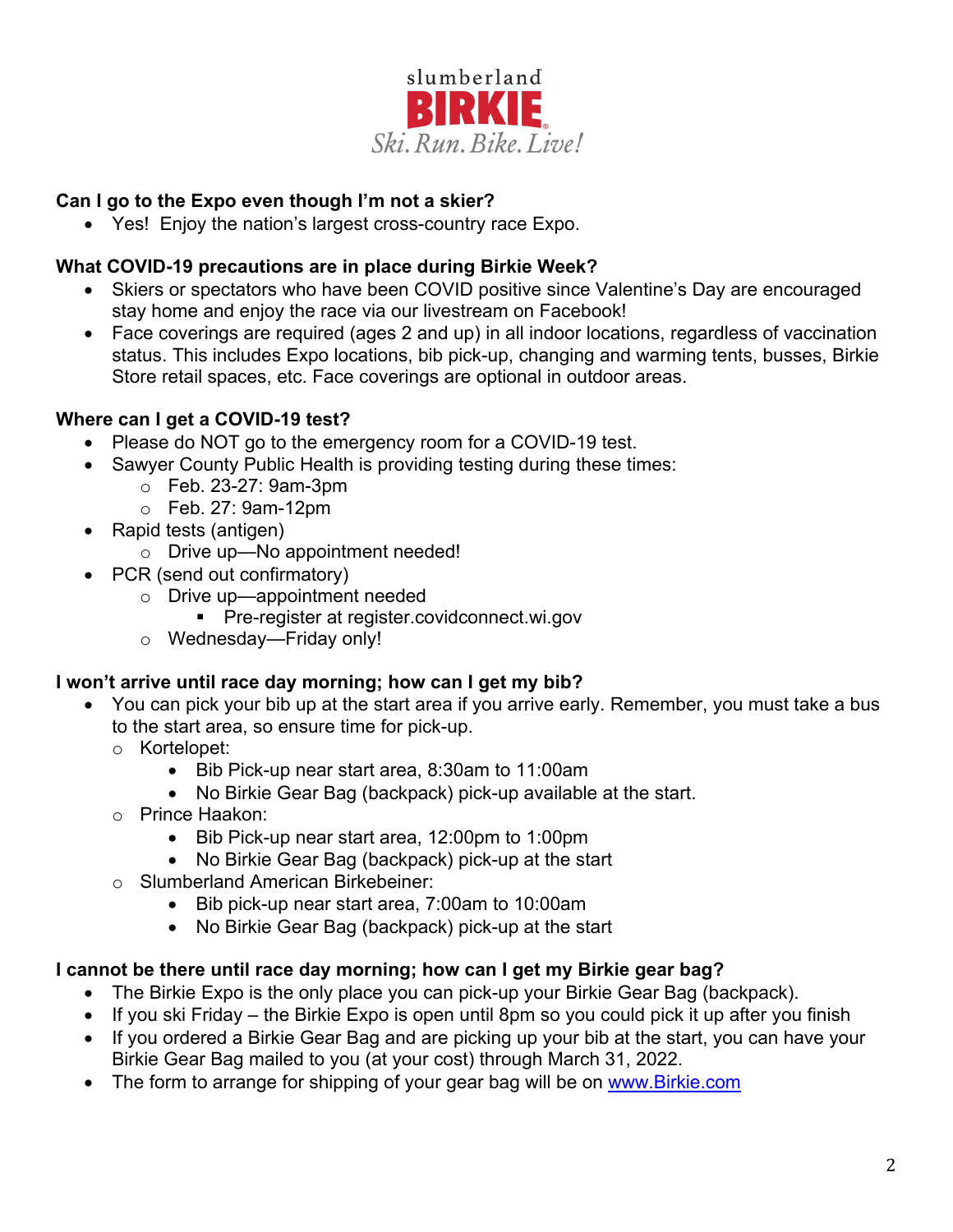slumberland
**BIRKIE**
*Ski. Run. Bike. Live!*

**Can I go to the Expo even though I'm not a skier?**

- Yes! Enjoy the nation's largest cross-country race Expo.

**What COVID-19 precautions are in place during Birkie Week?**

- Skiers or spectators who have been COVID positive since Valentine's Day are encouraged stay home and enjoy the race via our livestream on Facebook!
- Face coverings are required (ages 2 and up) in all indoor locations, regardless of vaccination status. This includes Expo locations, bib pick-up, changing and warming tents, busses, Birkie Store retail spaces, etc. Face coverings are optional in outdoor areas.

**Where can I get a COVID-19 test?**

- Please do NOT go to the emergency room for a COVID-19 test.
- Sawyer County Public Health is providing testing during these times:
  - Feb. 23-27: 9am-3pm
  - Feb. 27: 9am-12pm
- Rapid tests (antigen)
  - Drive up—No appointment needed!
- PCR (send out confirmatory)
  - Drive up—appointment needed
    - Pre-register at register.covidconnect.wi.gov
  - Wednesday—Friday only!

**I won't arrive until race day morning; how can I get my bib?**

- You can pick your bib up at the start area if you arrive early. Remember, you must take a bus to the start area, so ensure time for pick-up.
  - Kortelopet:
    - Bib Pick-up near start area, 8:30am to 11:00am
    - No Birkie Gear Bag (backpack) pick-up available at the start.
  - Prince Haakon:
    - Bib Pick-up near start area, 12:00pm to 1:00pm
    - No Birkie Gear Bag (backpack) pick-up at the start
  - Slumberland American Birkebeiner:
    - Bib pick-up near start area, 7:00am to 10:00am
    - No Birkie Gear Bag (backpack) pick-up at the start

**I cannot be there until race day morning; how can I get my Birkie gear bag?**

- The Birkie Expo is the only place you can pick-up your Birkie Gear Bag (backpack).
- If you ski Friday – the Birkie Expo is open until 8pm so you could pick it up after you finish
- If you ordered a Birkie Gear Bag and are picking up your bib at the start, you can have your Birkie Gear Bag mailed to you (at your cost) through March 31, 2022.
- The form to arrange for shipping of your gear bag will be on www.Birkie.com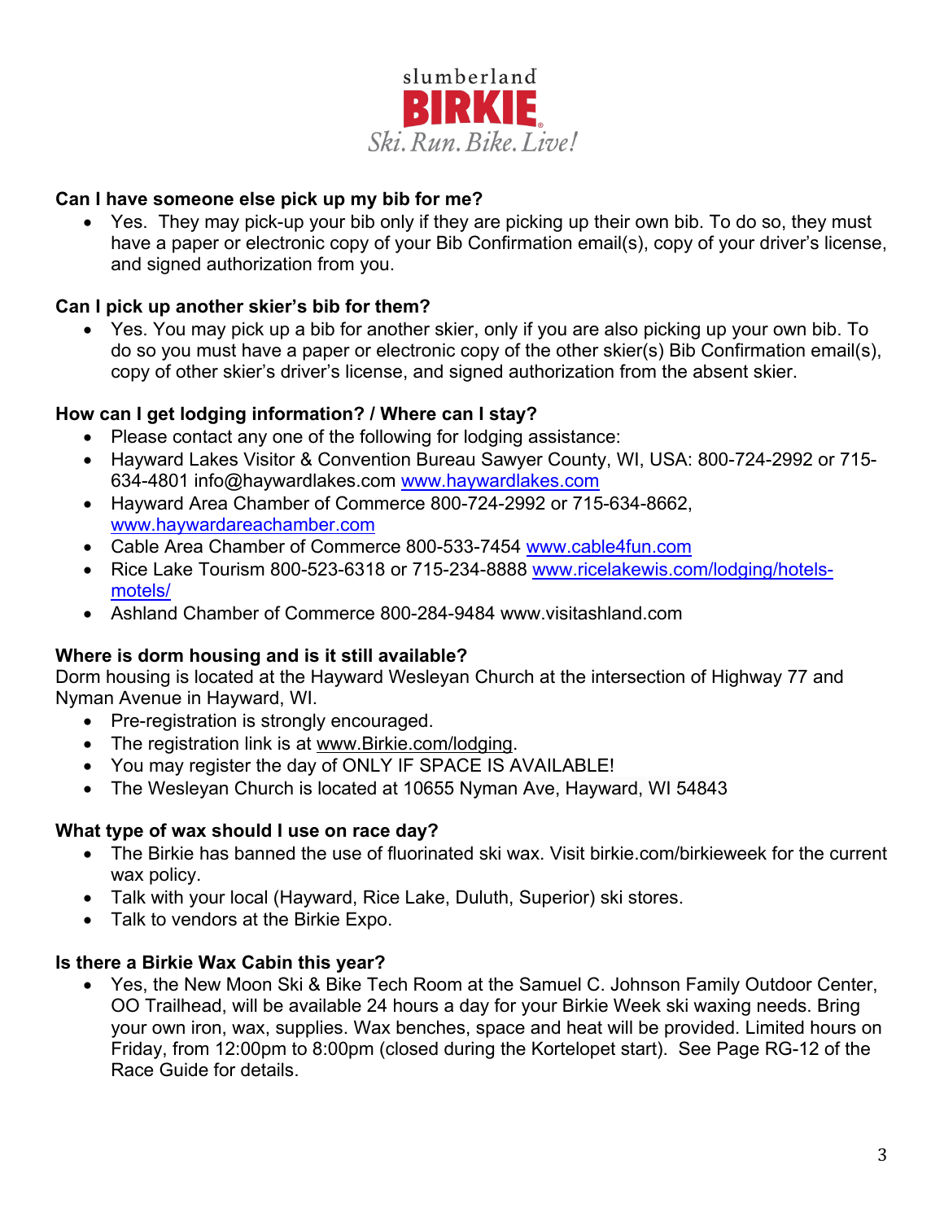slumberland
**BIRKIE**
*Ski. Run. Bike. Live!*

**Can I have someone else pick up my bib for me?**

- Yes. They may pick-up your bib only if they are picking up their own bib. To do so, they must have a paper or electronic copy of your Bib Confirmation email(s), copy of your driver's license, and signed authorization from you.

**Can I pick up another skier's bib for them?**

- Yes. You may pick up a bib for another skier, only if you are also picking up your own bib. To do so you must have a paper or electronic copy of the other skier(s) Bib Confirmation email(s), copy of other skier's driver's license, and signed authorization from the absent skier.

**How can I get lodging information? / Where can I stay?**

- Please contact any one of the following for lodging assistance:
- Hayward Lakes Visitor & Convention Bureau Sawyer County, WI, USA: 800-724-2992 or 715-634-4801 info@haywardlakes.com www.haywardlakes.com
- Hayward Area Chamber of Commerce 800-724-2992 or 715-634-8662, www.haywardareachamber.com
- Cable Area Chamber of Commerce 800-533-7454 www.cable4fun.com
- Rice Lake Tourism 800-523-6318 or 715-234-8888 www.ricelakewis.com/lodging/hotels-motels/
- Ashland Chamber of Commerce 800-284-9484 www.visitashland.com

**Where is dorm housing and is it still available?**

Dorm housing is located at the Hayward Wesleyan Church at the intersection of Highway 77 and Nyman Avenue in Hayward, WI.

- Pre-registration is strongly encouraged.
- The registration link is at www.Birkie.com/lodging.
- You may register the day of ONLY IF SPACE IS AVAILABLE!
- The Wesleyan Church is located at 10655 Nyman Ave, Hayward, WI 54843

**What type of wax should I use on race day?**

- The Birkie has banned the use of fluorinated ski wax. Visit birkie.com/birkieweek for the current wax policy.
- Talk with your local (Hayward, Rice Lake, Duluth, Superior) ski stores.
- Talk to vendors at the Birkie Expo.

**Is there a Birkie Wax Cabin this year?**

- Yes, the New Moon Ski & Bike Tech Room at the Samuel C. Johnson Family Outdoor Center, OO Trailhead, will be available 24 hours a day for your Birkie Week ski waxing needs. Bring your own iron, wax, supplies. Wax benches, space and heat will be provided. Limited hours on Friday, from 12:00pm to 8:00pm (closed during the Kortelopet start). See Page RG-12 of the Race Guide for details.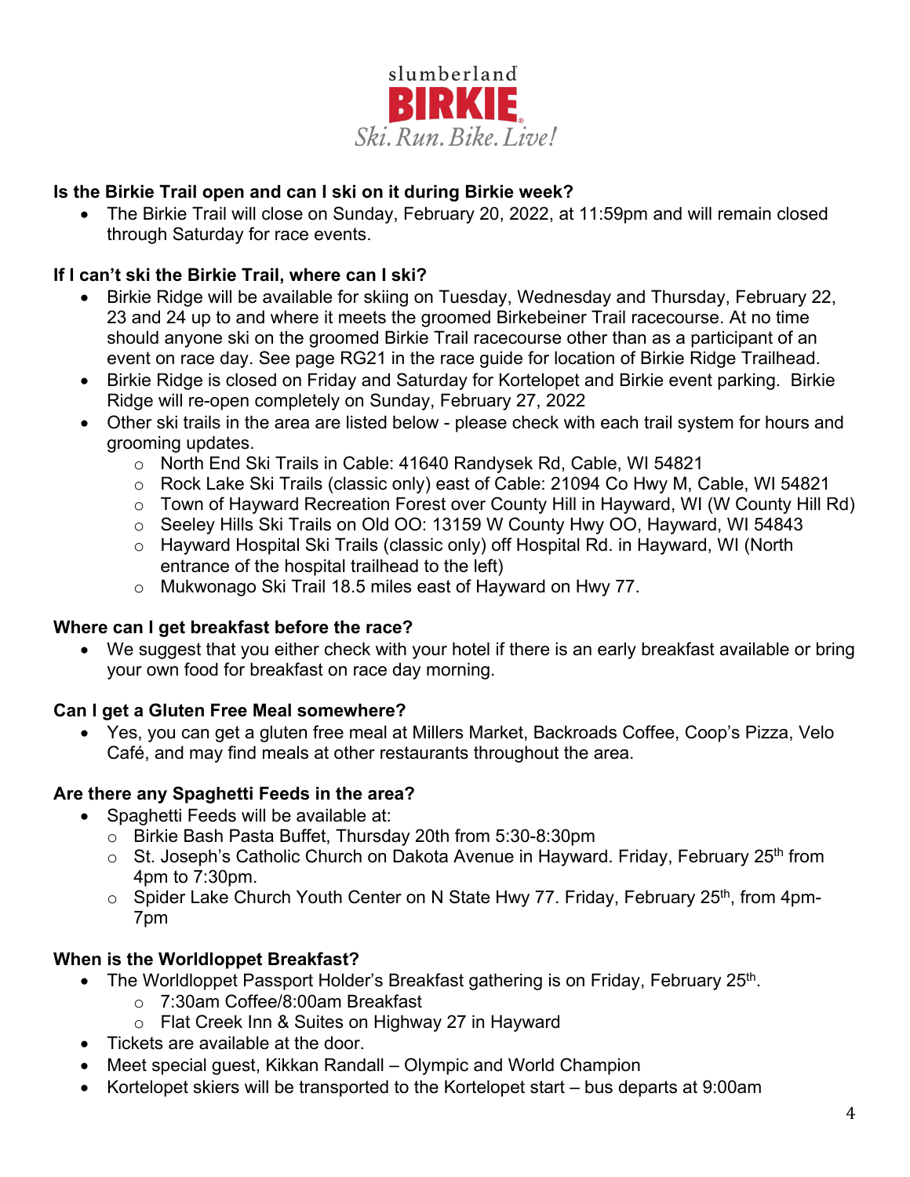slumberland **BIRKIE**®
*Ski. Run. Bike. Live!*

**Is the Birkie Trail open and can I ski on it during Birkie week?**

- The Birkie Trail will close on Sunday, February 20, 2022, at 11:59pm and will remain closed through Saturday for race events.

**If I can't ski the Birkie Trail, where can I ski?**

- Birkie Ridge will be available for skiing on Tuesday, Wednesday and Thursday, February 22, 23 and 24 up to and where it meets the groomed Birkebeiner Trail racecourse. At no time should anyone ski on the groomed Birkie Trail racecourse other than as a participant of an event on race day. See page RG21 in the race guide for location of Birkie Ridge Trailhead.
- Birkie Ridge is closed on Friday and Saturday for Kortelopet and Birkie event parking. Birkie Ridge will re-open completely on Sunday, February 27, 2022
- Other ski trails in the area are listed below - please check with each trail system for hours and grooming updates.
  - North End Ski Trails in Cable: 41640 Randysek Rd, Cable, WI 54821
  - Rock Lake Ski Trails (classic only) east of Cable: 21094 Co Hwy M, Cable, WI 54821
  - Town of Hayward Recreation Forest over County Hill in Hayward, WI (W County Hill Rd)
  - Seeley Hills Ski Trails on Old OO: 13159 W County Hwy OO, Hayward, WI 54843
  - Hayward Hospital Ski Trails (classic only) off Hospital Rd. in Hayward, WI (North entrance of the hospital trailhead to the left)
  - Mukwonago Ski Trail 18.5 miles east of Hayward on Hwy 77.

**Where can I get breakfast before the race?**

- We suggest that you either check with your hotel if there is an early breakfast available or bring your own food for breakfast on race day morning.

**Can I get a Gluten Free Meal somewhere?**

- Yes, you can get a gluten free meal at Millers Market, Backroads Coffee, Coop's Pizza, Velo Café, and may find meals at other restaurants throughout the area.

**Are there any Spaghetti Feeds in the area?**

- Spaghetti Feeds will be available at:
  - Birkie Bash Pasta Buffet, Thursday 20th from 5:30-8:30pm
  - St. Joseph's Catholic Church on Dakota Avenue in Hayward. Friday, February 25th from 4pm to 7:30pm.
  - Spider Lake Church Youth Center on N State Hwy 77. Friday, February 25th, from 4pm-7pm

**When is the Worldloppet Breakfast?**

- The Worldloppet Passport Holder's Breakfast gathering is on Friday, February 25th.
  - 7:30am Coffee/8:00am Breakfast
  - Flat Creek Inn & Suites on Highway 27 in Hayward
- Tickets are available at the door.
- Meet special guest, Kikkan Randall – Olympic and World Champion
- Kortelopet skiers will be transported to the Kortelopet start – bus departs at 9:00am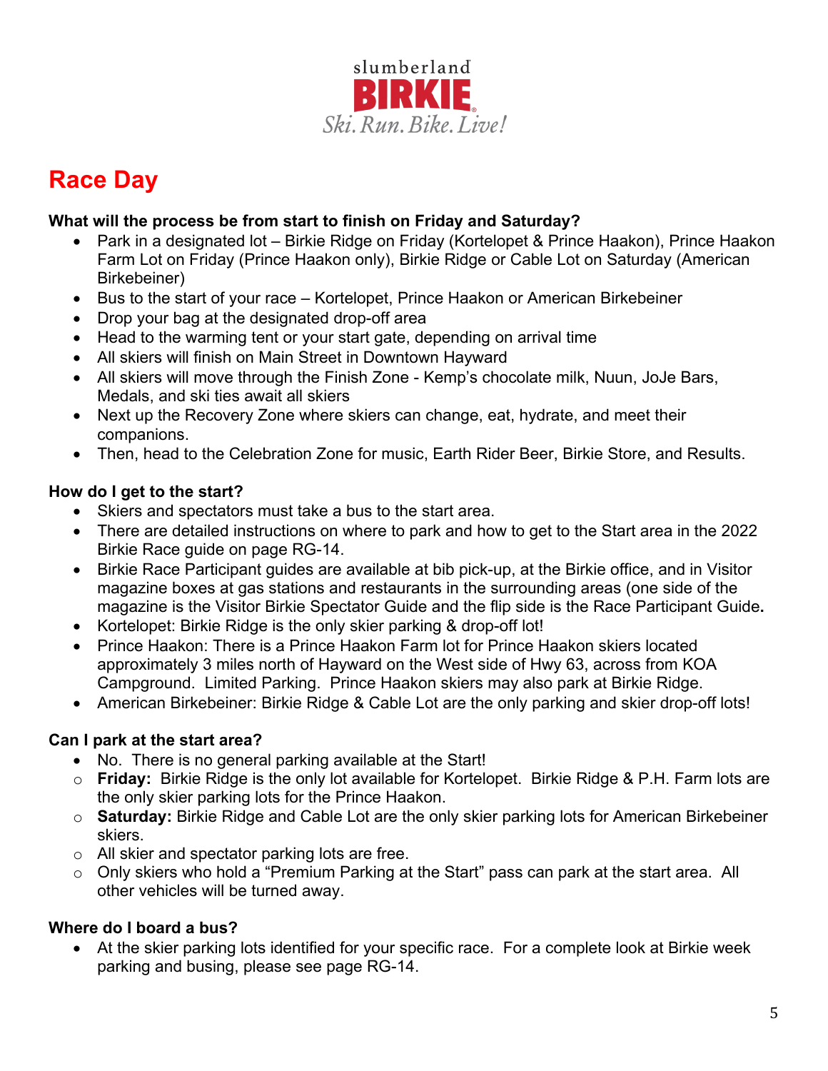slumberland **BIRKIE**
*Ski. Run. Bike. Live!*

# Race Day

**What will the process be from start to finish on Friday and Saturday?**

- Park in a designated lot – Birkie Ridge on Friday (Kortelopet & Prince Haakon), Prince Haakon Farm Lot on Friday (Prince Haakon only), Birkie Ridge or Cable Lot on Saturday (American Birkebeiner)
- Bus to the start of your race – Kortelopet, Prince Haakon or American Birkebeiner
- Drop your bag at the designated drop-off area
- Head to the warming tent or your start gate, depending on arrival time
- All skiers will finish on Main Street in Downtown Hayward
- All skiers will move through the Finish Zone - Kemp's chocolate milk, Nuun, JoJe Bars, Medals, and ski ties await all skiers
- Next up the Recovery Zone where skiers can change, eat, hydrate, and meet their companions.
- Then, head to the Celebration Zone for music, Earth Rider Beer, Birkie Store, and Results.

**How do I get to the start?**

- Skiers and spectators must take a bus to the start area.
- There are detailed instructions on where to park and how to get to the Start area in the 2022 Birkie Race guide on page RG-14.
- Birkie Race Participant guides are available at bib pick-up, at the Birkie office, and in Visitor magazine boxes at gas stations and restaurants in the surrounding areas (one side of the magazine is the Visitor Birkie Spectator Guide and the flip side is the Race Participant Guide**.**
- Kortelopet: Birkie Ridge is the only skier parking & drop-off lot!
- Prince Haakon: There is a Prince Haakon Farm lot for Prince Haakon skiers located approximately 3 miles north of Hayward on the West side of Hwy 63, across from KOA Campground. Limited Parking. Prince Haakon skiers may also park at Birkie Ridge.
- American Birkebeiner: Birkie Ridge & Cable Lot are the only parking and skier drop-off lots!

**Can I park at the start area?**

- No. There is no general parking available at the Start!
  - **Friday:** Birkie Ridge is the only lot available for Kortelopet. Birkie Ridge & P.H. Farm lots are the only skier parking lots for the Prince Haakon.
  - **Saturday:** Birkie Ridge and Cable Lot are the only skier parking lots for American Birkebeiner skiers.
  - All skier and spectator parking lots are free.
  - Only skiers who hold a "Premium Parking at the Start" pass can park at the start area. All other vehicles will be turned away.

**Where do I board a bus?**

- At the skier parking lots identified for your specific race. For a complete look at Birkie week parking and busing, please see page RG-14.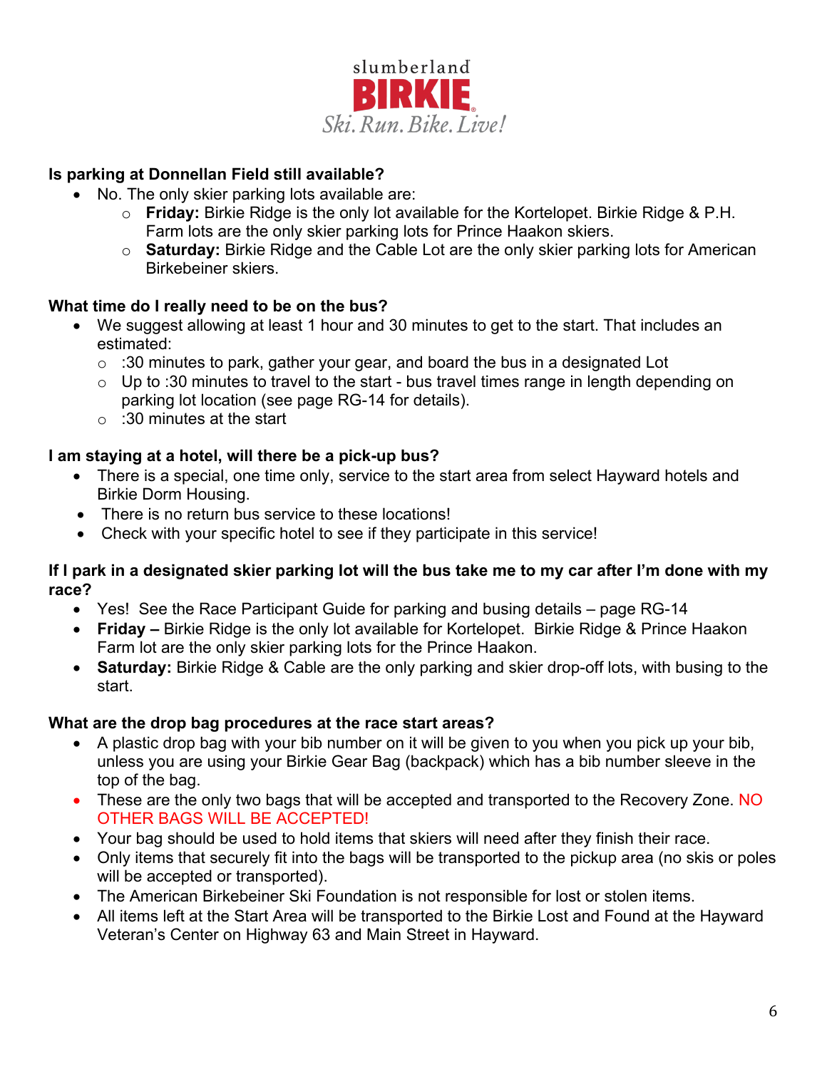slumberland
**BIRKIE**
*Ski. Run. Bike. Live!*

**Is parking at Donnellan Field still available?**

- No. The only skier parking lots available are:
  - **Friday:** Birkie Ridge is the only lot available for the Kortelopet. Birkie Ridge & P.H. Farm lots are the only skier parking lots for Prince Haakon skiers.
  - **Saturday:** Birkie Ridge and the Cable Lot are the only skier parking lots for American Birkebeiner skiers.

**What time do I really need to be on the bus?**

- We suggest allowing at least 1 hour and 30 minutes to get to the start. That includes an estimated:
  - :30 minutes to park, gather your gear, and board the bus in a designated Lot
  - Up to :30 minutes to travel to the start - bus travel times range in length depending on parking lot location (see page RG-14 for details).
  - :30 minutes at the start

**I am staying at a hotel, will there be a pick-up bus?**

- There is a special, one time only, service to the start area from select Hayward hotels and Birkie Dorm Housing.
- There is no return bus service to these locations!
- Check with your specific hotel to see if they participate in this service!

**If I park in a designated skier parking lot will the bus take me to my car after I'm done with my race?**

- Yes! See the Race Participant Guide for parking and busing details – page RG-14
- **Friday –** Birkie Ridge is the only lot available for Kortelopet. Birkie Ridge & Prince Haakon Farm lot are the only skier parking lots for the Prince Haakon.
- **Saturday:** Birkie Ridge & Cable are the only parking and skier drop-off lots, with busing to the start.

**What are the drop bag procedures at the race start areas?**

- A plastic drop bag with your bib number on it will be given to you when you pick up your bib, unless you are using your Birkie Gear Bag (backpack) which has a bib number sleeve in the top of the bag.
- These are the only two bags that will be accepted and transported to the Recovery Zone. NO OTHER BAGS WILL BE ACCEPTED!
- Your bag should be used to hold items that skiers will need after they finish their race.
- Only items that securely fit into the bags will be transported to the pickup area (no skis or poles will be accepted or transported).
- The American Birkebeiner Ski Foundation is not responsible for lost or stolen items.
- All items left at the Start Area will be transported to the Birkie Lost and Found at the Hayward Veteran's Center on Highway 63 and Main Street in Hayward.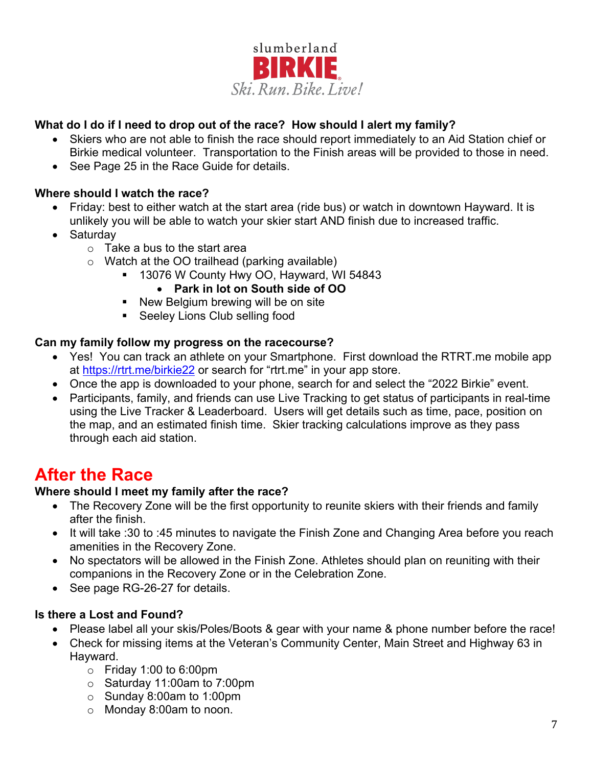slumberland **BIRKIE**
*Ski. Run. Bike. Live!*

**What do I do if I need to drop out of the race? How should I alert my family?**

- Skiers who are not able to finish the race should report immediately to an Aid Station chief or Birkie medical volunteer. Transportation to the Finish areas will be provided to those in need.
- See Page 25 in the Race Guide for details.

**Where should I watch the race?**

- Friday: best to either watch at the start area (ride bus) or watch in downtown Hayward. It is unlikely you will be able to watch your skier start AND finish due to increased traffic.
- Saturday
  - Take a bus to the start area
  - Watch at the OO trailhead (parking available)
    - 13076 W County Hwy OO, Hayward, WI 54843
      - **Park in lot on South side of OO**
    - New Belgium brewing will be on site
    - Seeley Lions Club selling food

**Can my family follow my progress on the racecourse?**

- Yes! You can track an athlete on your Smartphone. First download the RTRT.me mobile app at https://rtrt.me/birkie22 or search for "rtrt.me" in your app store.
- Once the app is downloaded to your phone, search for and select the "2022 Birkie" event.
- Participants, family, and friends can use Live Tracking to get status of participants in real-time using the Live Tracker & Leaderboard. Users will get details such as time, pace, position on the map, and an estimated finish time. Skier tracking calculations improve as they pass through each aid station.

# After the Race

**Where should I meet my family after the race?**

- The Recovery Zone will be the first opportunity to reunite skiers with their friends and family after the finish.
- It will take :30 to :45 minutes to navigate the Finish Zone and Changing Area before you reach amenities in the Recovery Zone.
- No spectators will be allowed in the Finish Zone. Athletes should plan on reuniting with their companions in the Recovery Zone or in the Celebration Zone.
- See page RG-26-27 for details.

**Is there a Lost and Found?**

- Please label all your skis/Poles/Boots & gear with your name & phone number before the race!
- Check for missing items at the Veteran's Community Center, Main Street and Highway 63 in Hayward.
  - Friday 1:00 to 6:00pm
  - Saturday 11:00am to 7:00pm
  - Sunday 8:00am to 1:00pm
  - Monday 8:00am to noon.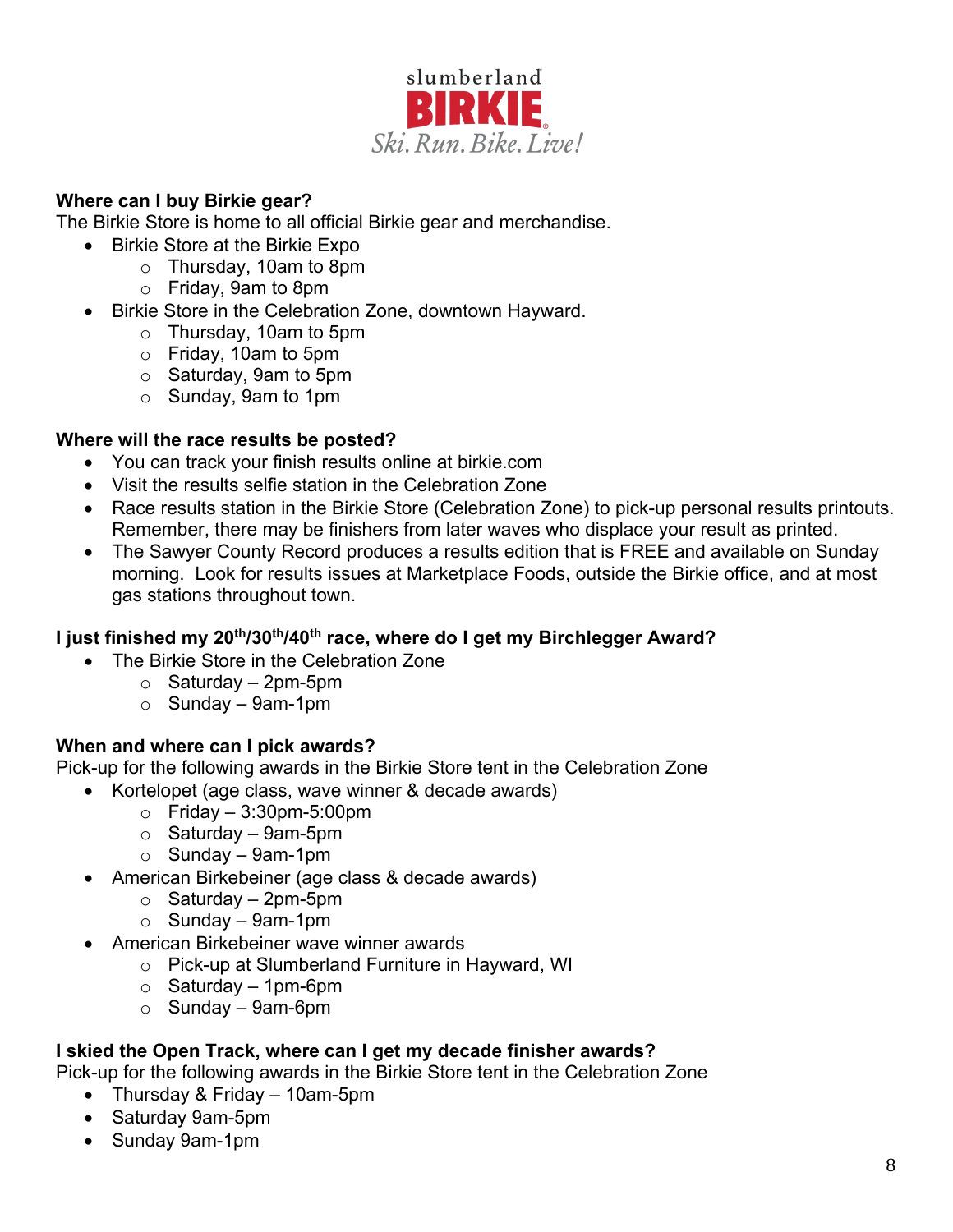slumberland
**BIRKIE**
*Ski. Run. Bike. Live!*

**Where can I buy Birkie gear?**
The Birkie Store is home to all official Birkie gear and merchandise.

- Birkie Store at the Birkie Expo
  - Thursday, 10am to 8pm
  - Friday, 9am to 8pm
- Birkie Store in the Celebration Zone, downtown Hayward.
  - Thursday, 10am to 5pm
  - Friday, 10am to 5pm
  - Saturday, 9am to 5pm
  - Sunday, 9am to 1pm

**Where will the race results be posted?**

- You can track your finish results online at birkie.com
- Visit the results selfie station in the Celebration Zone
- Race results station in the Birkie Store (Celebration Zone) to pick-up personal results printouts. Remember, there may be finishers from later waves who displace your result as printed.
- The Sawyer County Record produces a results edition that is FREE and available on Sunday morning. Look for results issues at Marketplace Foods, outside the Birkie office, and at most gas stations throughout town.

**I just finished my 20th/30th/40th race, where do I get my Birchlegger Award?**

- The Birkie Store in the Celebration Zone
  - Saturday – 2pm-5pm
  - Sunday – 9am-1pm

**When and where can I pick awards?**
Pick-up for the following awards in the Birkie Store tent in the Celebration Zone

- Kortelopet (age class, wave winner & decade awards)
  - Friday – 3:30pm-5:00pm
  - Saturday – 9am-5pm
  - Sunday – 9am-1pm
- American Birkebeiner (age class & decade awards)
  - Saturday – 2pm-5pm
  - Sunday – 9am-1pm
- American Birkebeiner wave winner awards
  - Pick-up at Slumberland Furniture in Hayward, WI
  - Saturday – 1pm-6pm
  - Sunday – 9am-6pm

**I skied the Open Track, where can I get my decade finisher awards?**
Pick-up for the following awards in the Birkie Store tent in the Celebration Zone

- Thursday & Friday – 10am-5pm
- Saturday 9am-5pm
- Sunday 9am-1pm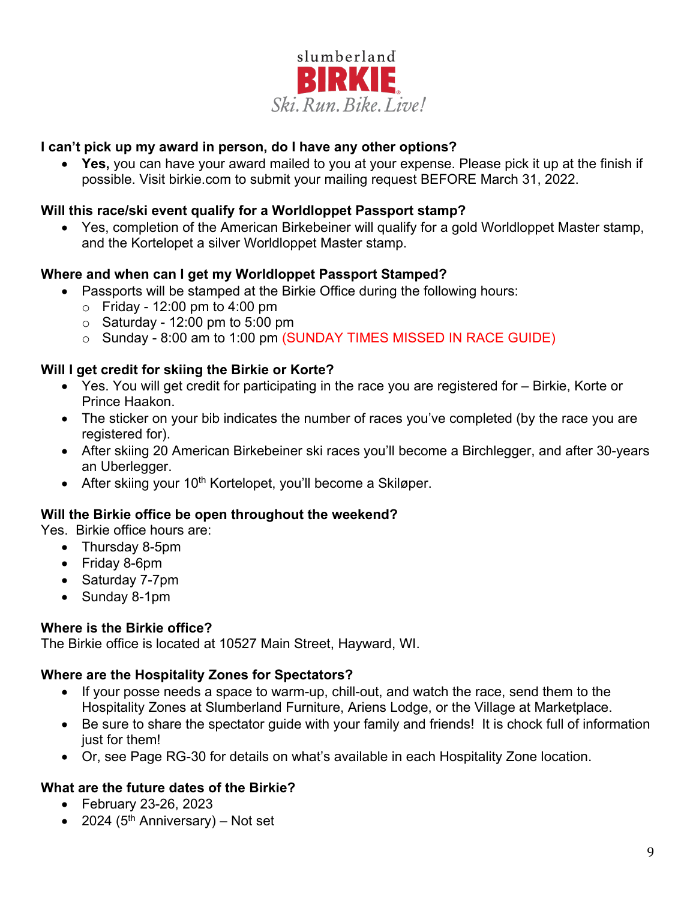slumberland
**BIRKIE**
*Ski. Run. Bike. Live!*

### I can't pick up my award in person, do I have any other options?

- **Yes,** you can have your award mailed to you at your expense. Please pick it up at the finish if possible. Visit birkie.com to submit your mailing request BEFORE March 31, 2022.

### Will this race/ski event qualify for a Worldloppet Passport stamp?

- Yes, completion of the American Birkebeiner will qualify for a gold Worldloppet Master stamp, and the Kortelopet a silver Worldloppet Master stamp.

### Where and when can I get my Worldloppet Passport Stamped?

- Passports will be stamped at the Birkie Office during the following hours:
  - Friday - 12:00 pm to 4:00 pm
  - Saturday - 12:00 pm to 5:00 pm
  - Sunday - 8:00 am to 1:00 pm (SUNDAY TIMES MISSED IN RACE GUIDE)

### Will I get credit for skiing the Birkie or Korte?

- Yes. You will get credit for participating in the race you are registered for – Birkie, Korte or Prince Haakon.
- The sticker on your bib indicates the number of races you've completed (by the race you are registered for).
- After skiing 20 American Birkebeiner ski races you'll become a Birchlegger, and after 30-years an Uberlegger.
- After skiing your 10th Kortelopet, you'll become a Skiløper.

### Will the Birkie office be open throughout the weekend?

Yes. Birkie office hours are:

- Thursday 8-5pm
- Friday 8-6pm
- Saturday 7-7pm
- Sunday 8-1pm

### Where is the Birkie office?

The Birkie office is located at 10527 Main Street, Hayward, WI.

### Where are the Hospitality Zones for Spectators?

- If your posse needs a space to warm-up, chill-out, and watch the race, send them to the Hospitality Zones at Slumberland Furniture, Ariens Lodge, or the Village at Marketplace.
- Be sure to share the spectator guide with your family and friends! It is chock full of information just for them!
- Or, see Page RG-30 for details on what's available in each Hospitality Zone location.

### What are the future dates of the Birkie?

- February 23-26, 2023
- 2024 (5th Anniversary) – Not set